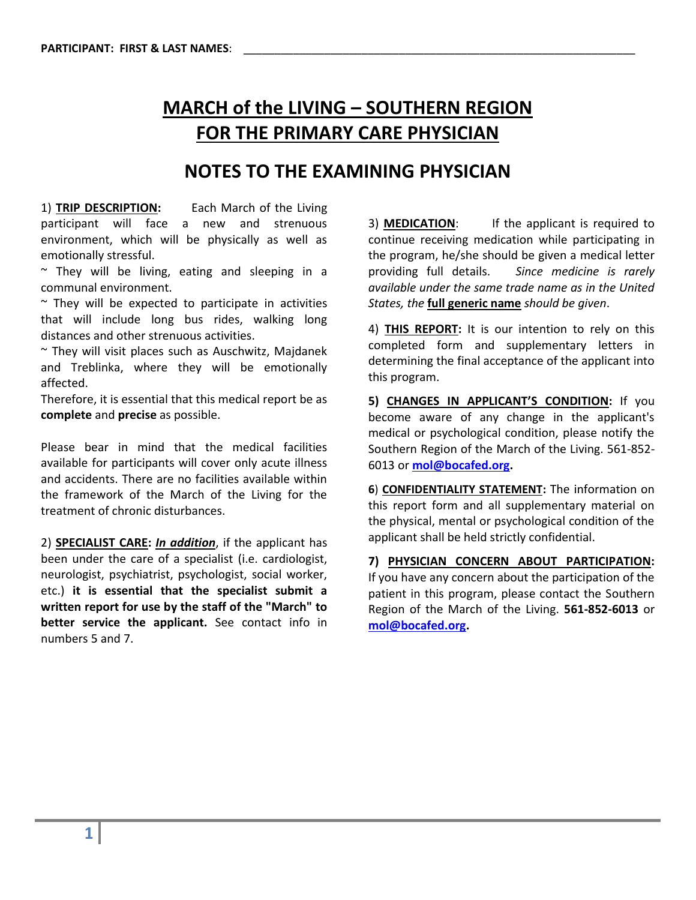**PARTICIPANT: FIRST & LAST NAMES**: ______________________________________________________________

# MARCH of the LIVING – SOUTHERN REGION
# FOR THE PRIMARY CARE PHYSICIAN

## NOTES TO THE EXAMINING PHYSICIAN

1) **TRIP DESCRIPTION:** Each March of the Living participant will face a new and strenuous environment, which will be physically as well as emotionally stressful.

~ They will be living, eating and sleeping in a communal environment.

~ They will be expected to participate in activities that will include long bus rides, walking long distances and other strenuous activities.

~ They will visit places such as Auschwitz, Majdanek and Treblinka, where they will be emotionally affected.

Therefore, it is essential that this medical report be as **complete** and **precise** as possible.

Please bear in mind that the medical facilities available for participants will cover only acute illness and accidents. There are no facilities available within the framework of the March of the Living for the treatment of chronic disturbances.

2) **SPECIALIST CARE:** ***In addition***, if the applicant has been under the care of a specialist (i.e. cardiologist, neurologist, psychiatrist, psychologist, social worker, etc.) **it is essential that the specialist submit a written report for use by the staff of the "March" to better service the applicant.** See contact info in numbers 5 and 7.

3) **MEDICATION**: If the applicant is required to continue receiving medication while participating in the program, he/she should be given a medical letter providing full details. *Since medicine is rarely available under the same trade name as in the United States, the* **full generic name** *should be given*.

4) **THIS REPORT:** It is our intention to rely on this completed form and supplementary letters in determining the final acceptance of the applicant into this program.

**5) CHANGES IN APPLICANT'S CONDITION:** If you become aware of any change in the applicant's medical or psychological condition, please notify the Southern Region of the March of the Living. 561-852-6013 or **mol@bocafed.org.**

6) **CONFIDENTIALITY STATEMENT:** The information on this report form and all supplementary material on the physical, mental or psychological condition of the applicant shall be held strictly confidential.

**7) PHYSICIAN CONCERN ABOUT PARTICIPATION:** If you have any concern about the participation of the patient in this program, please contact the Southern Region of the March of the Living. **561-852-6013** or **mol@bocafed.org.**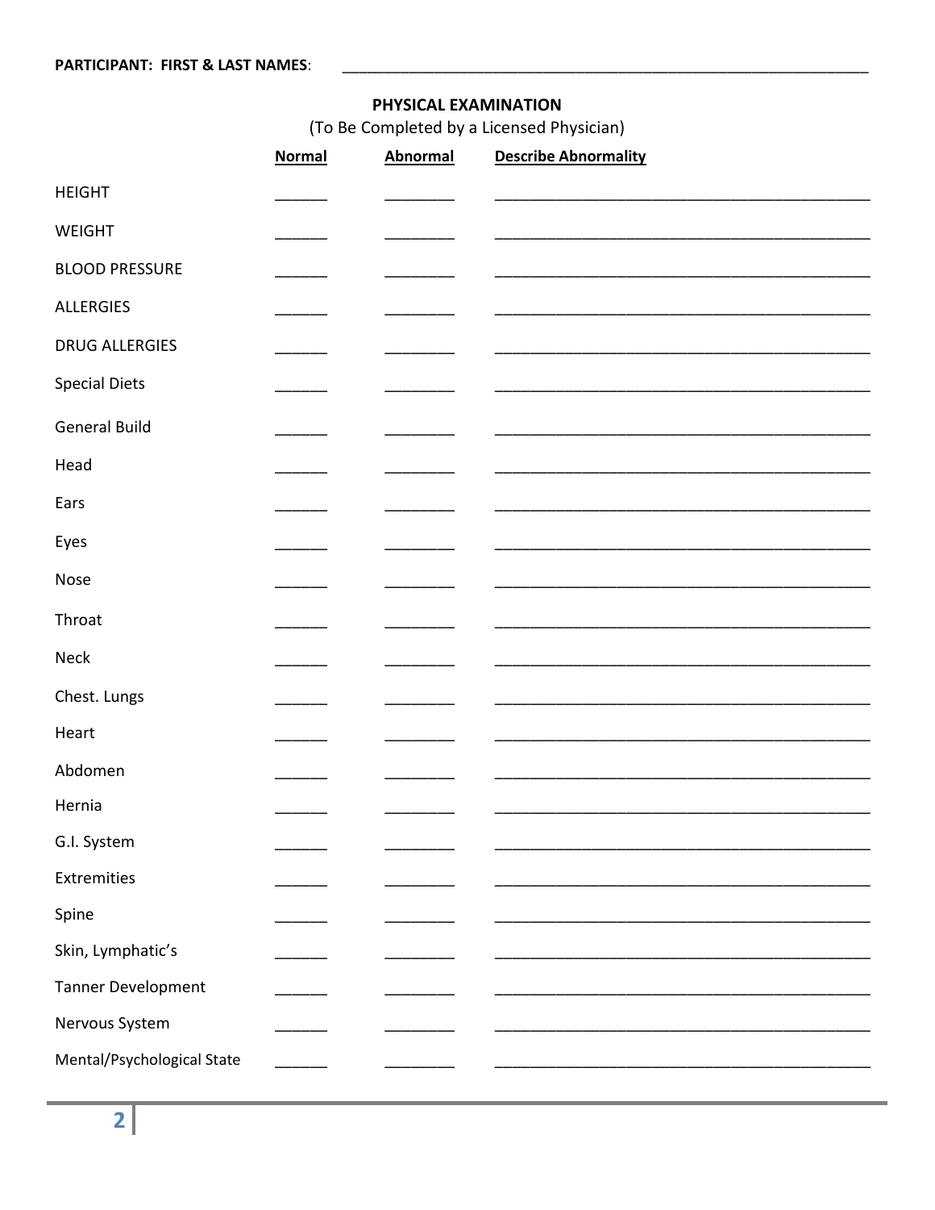**PARTICIPANT: FIRST & LAST NAMES**: ______________________________________________________________

## PHYSICAL EXAMINATION

(To Be Completed by a Licensed Physician)

| | Normal | Abnormal | Describe Abnormality |
|---|---|---|---|
| HEIGHT | ______ | ________ | ______________________________________________ |
| WEIGHT | ______ | ________ | ______________________________________________ |
| BLOOD PRESSURE | ______ | ________ | ______________________________________________ |
| ALLERGIES | ______ | ________ | ______________________________________________ |
| DRUG ALLERGIES | ______ | ________ | ______________________________________________ |
| Special Diets | ______ | ________ | ______________________________________________ |
| General Build | ______ | ________ | ______________________________________________ |
| Head | ______ | ________ | ______________________________________________ |
| Ears | ______ | ________ | ______________________________________________ |
| Eyes | ______ | ________ | ______________________________________________ |
| Nose | ______ | ________ | ______________________________________________ |
| Throat | ______ | ________ | ______________________________________________ |
| Neck | ______ | ________ | ______________________________________________ |
| Chest. Lungs | ______ | ________ | ______________________________________________ |
| Heart | ______ | ________ | ______________________________________________ |
| Abdomen | ______ | ________ | ______________________________________________ |
| Hernia | ______ | ________ | ______________________________________________ |
| G.I. System | ______ | ________ | ______________________________________________ |
| Extremities | ______ | ________ | ______________________________________________ |
| Spine | ______ | ________ | ______________________________________________ |
| Skin, Lymphatic's | ______ | ________ | ______________________________________________ |
| Tanner Development | ______ | ________ | ______________________________________________ |
| Nervous System | ______ | ________ | ______________________________________________ |
| Mental/Psychological State | ______ | ________ | ______________________________________________ |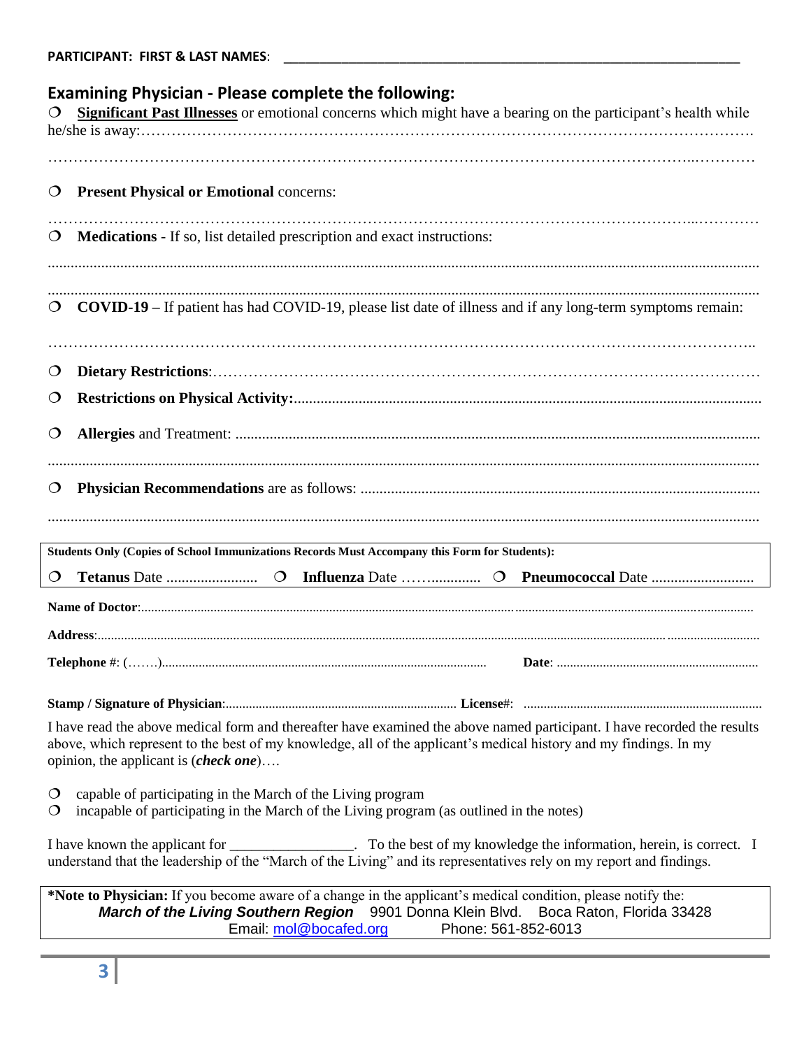**PARTICIPANT: FIRST & LAST NAMES**: \_\_\_\_\_\_\_\_\_\_\_\_\_\_\_\_\_\_\_\_\_\_\_\_\_\_\_\_\_\_\_\_\_\_\_\_\_\_\_\_\_\_\_\_\_\_\_\_\_\_\_\_\_\_\_\_\_\_\_\_\_\_\_\_\_\_

## Examining Physician - Please complete the following:

❍ **Significant Past Illnesses** or emotional concerns which might have a bearing on the participant's health while he/she is away:…………………………………………………………………………………………………………….

……………………………………………………………………………………………………………………………

❍ **Present Physical or Emotional** concerns:

……………………………………………………………………………………………………………………………

❍ **Medications** - If so, list detailed prescription and exact instructions:

..........................................................................................................................................................................

..........................................................................................................................................................................

❍ **COVID-19 –** If patient has had COVID-19, please list date of illness and if any long-term symptoms remain:

……………………………………………………………………………………………………………………………

❍ **Dietary Restrictions**:………………………………………………………………………………………………

❍ **Restrictions on Physical Activity:**..........................................................................................................................

❍ **Allergies** and Treatment: ........................................................................................................................................

..........................................................................................................................................................................

❍ **Physician Recommendations** are as follows: .......................................................................................................

..........................................................................................................................................................................

**Students Only (Copies of School Immunizations Records Must Accompany this Form for Students):**

❍ **Tetanus** Date ........................ ❍ **Influenza** Date ……............. ❍ **Pneumococcal** Date ...........................

**Name of Doctor**:..........................................................................................................................................................

**Address**:.......................................................................................................................................................................

**Telephone** #: (…….)................................................................................................ **Date**: ............................................................

**Stamp / Signature of Physician**:..................................................................... **License**#: .......................................................................

I have read the above medical form and thereafter have examined the above named participant. I have recorded the results above, which represent to the best of my knowledge, all of the applicant's medical history and my findings. In my opinion, the applicant is (***check one***)….

❍ capable of participating in the March of the Living program
❍ incapable of participating in the March of the Living program (as outlined in the notes)

I have known the applicant for \_\_\_\_\_\_\_\_\_\_\_\_\_\_\_\_\_. To the best of my knowledge the information, herein, is correct. I understand that the leadership of the "March of the Living" and its representatives rely on my report and findings.

**\*Note to Physician:** If you become aware of a change in the applicant's medical condition, please notify the:
***March of the Living Southern Region*** 9901 Donna Klein Blvd. Boca Raton, Florida 33428
Email: mol@bocafed.org Phone: 561-852-6013